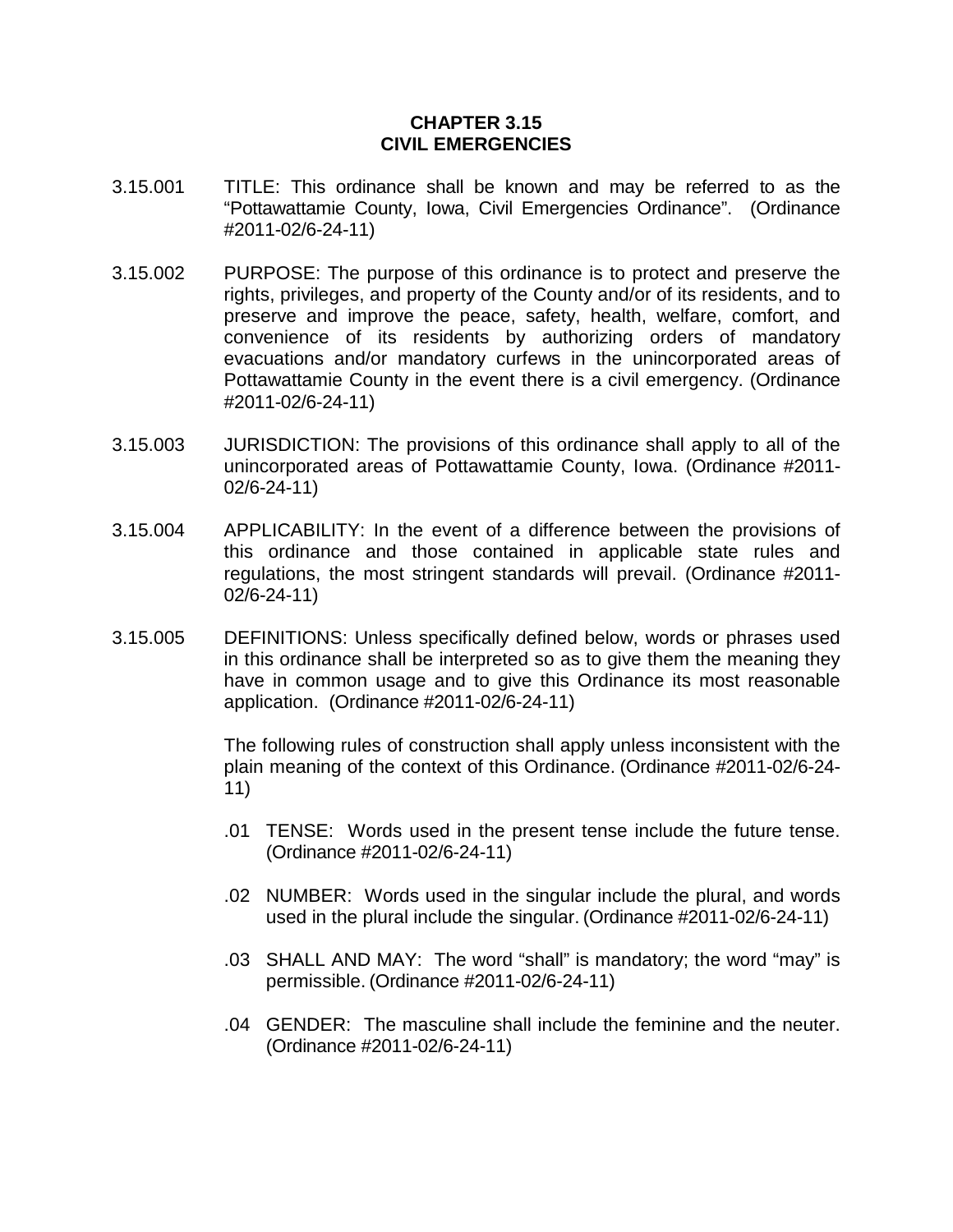# CHAPTER 3.15
# CIVIL EMERGENCIES

3.15.001 TITLE: This ordinance shall be known and may be referred to as the "Pottawattamie County, Iowa, Civil Emergencies Ordinance". (Ordinance #2011-02/6-24-11)

3.15.002 PURPOSE: The purpose of this ordinance is to protect and preserve the rights, privileges, and property of the County and/or of its residents, and to preserve and improve the peace, safety, health, welfare, comfort, and convenience of its residents by authorizing orders of mandatory evacuations and/or mandatory curfews in the unincorporated areas of Pottawattamie County in the event there is a civil emergency. (Ordinance #2011-02/6-24-11)

3.15.003 JURISDICTION: The provisions of this ordinance shall apply to all of the unincorporated areas of Pottawattamie County, Iowa. (Ordinance #2011-02/6-24-11)

3.15.004 APPLICABILITY: In the event of a difference between the provisions of this ordinance and those contained in applicable state rules and regulations, the most stringent standards will prevail. (Ordinance #2011-02/6-24-11)

3.15.005 DEFINITIONS: Unless specifically defined below, words or phrases used in this ordinance shall be interpreted so as to give them the meaning they have in common usage and to give this Ordinance its most reasonable application. (Ordinance #2011-02/6-24-11)

The following rules of construction shall apply unless inconsistent with the plain meaning of the context of this Ordinance. (Ordinance #2011-02/6-24-11)

.01 TENSE: Words used in the present tense include the future tense. (Ordinance #2011-02/6-24-11)

.02 NUMBER: Words used in the singular include the plural, and words used in the plural include the singular. (Ordinance #2011-02/6-24-11)

.03 SHALL AND MAY: The word "shall" is mandatory; the word "may" is permissible. (Ordinance #2011-02/6-24-11)

.04 GENDER: The masculine shall include the feminine and the neuter. (Ordinance #2011-02/6-24-11)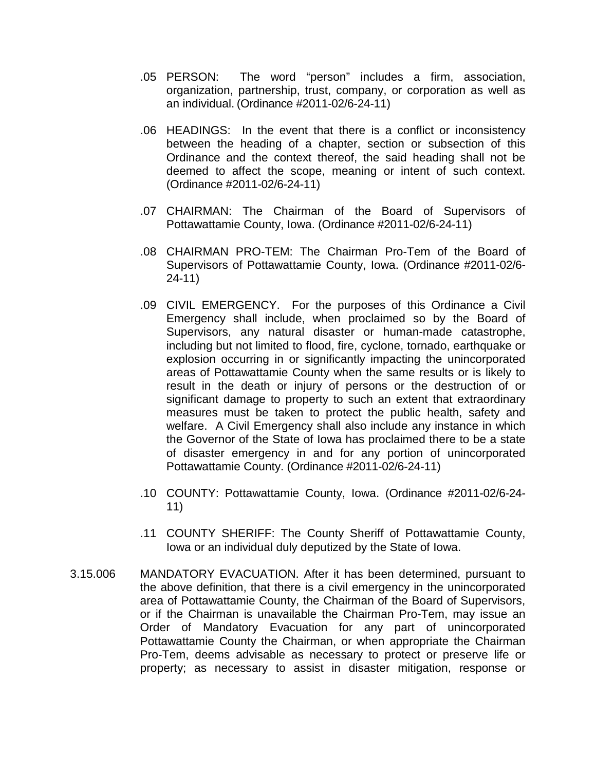.05 PERSON: The word "person" includes a firm, association, organization, partnership, trust, company, or corporation as well as an individual. (Ordinance #2011-02/6-24-11)

.06 HEADINGS: In the event that there is a conflict or inconsistency between the heading of a chapter, section or subsection of this Ordinance and the context thereof, the said heading shall not be deemed to affect the scope, meaning or intent of such context. (Ordinance #2011-02/6-24-11)

.07 CHAIRMAN: The Chairman of the Board of Supervisors of Pottawattamie County, Iowa. (Ordinance #2011-02/6-24-11)

.08 CHAIRMAN PRO-TEM: The Chairman Pro-Tem of the Board of Supervisors of Pottawattamie County, Iowa. (Ordinance #2011-02/6-24-11)

.09 CIVIL EMERGENCY. For the purposes of this Ordinance a Civil Emergency shall include, when proclaimed so by the Board of Supervisors, any natural disaster or human-made catastrophe, including but not limited to flood, fire, cyclone, tornado, earthquake or explosion occurring in or significantly impacting the unincorporated areas of Pottawattamie County when the same results or is likely to result in the death or injury of persons or the destruction of or significant damage to property to such an extent that extraordinary measures must be taken to protect the public health, safety and welfare. A Civil Emergency shall also include any instance in which the Governor of the State of Iowa has proclaimed there to be a state of disaster emergency in and for any portion of unincorporated Pottawattamie County. (Ordinance #2011-02/6-24-11)

.10 COUNTY: Pottawattamie County, Iowa. (Ordinance #2011-02/6-24-11)

.11 COUNTY SHERIFF: The County Sheriff of Pottawattamie County, Iowa or an individual duly deputized by the State of Iowa.

3.15.006 MANDATORY EVACUATION. After it has been determined, pursuant to the above definition, that there is a civil emergency in the unincorporated area of Pottawattamie County, the Chairman of the Board of Supervisors, or if the Chairman is unavailable the Chairman Pro-Tem, may issue an Order of Mandatory Evacuation for any part of unincorporated Pottawattamie County the Chairman, or when appropriate the Chairman Pro-Tem, deems advisable as necessary to protect or preserve life or property; as necessary to assist in disaster mitigation, response or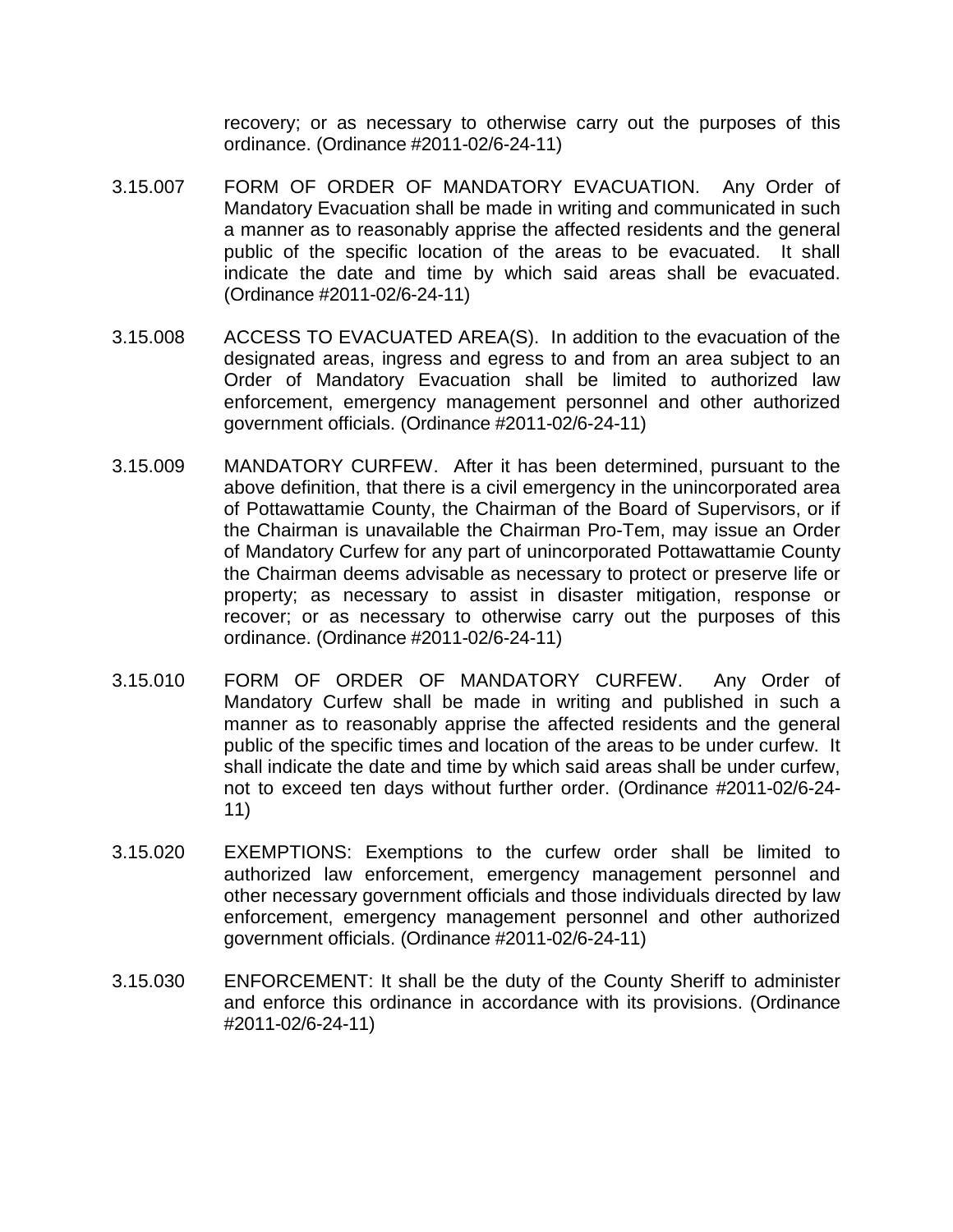recovery; or as necessary to otherwise carry out the purposes of this ordinance. (Ordinance #2011-02/6-24-11)

3.15.007 FORM OF ORDER OF MANDATORY EVACUATION. Any Order of Mandatory Evacuation shall be made in writing and communicated in such a manner as to reasonably apprise the affected residents and the general public of the specific location of the areas to be evacuated. It shall indicate the date and time by which said areas shall be evacuated. (Ordinance #2011-02/6-24-11)

3.15.008 ACCESS TO EVACUATED AREA(S). In addition to the evacuation of the designated areas, ingress and egress to and from an area subject to an Order of Mandatory Evacuation shall be limited to authorized law enforcement, emergency management personnel and other authorized government officials. (Ordinance #2011-02/6-24-11)

3.15.009 MANDATORY CURFEW. After it has been determined, pursuant to the above definition, that there is a civil emergency in the unincorporated area of Pottawattamie County, the Chairman of the Board of Supervisors, or if the Chairman is unavailable the Chairman Pro-Tem, may issue an Order of Mandatory Curfew for any part of unincorporated Pottawattamie County the Chairman deems advisable as necessary to protect or preserve life or property; as necessary to assist in disaster mitigation, response or recover; or as necessary to otherwise carry out the purposes of this ordinance. (Ordinance #2011-02/6-24-11)

3.15.010 FORM OF ORDER OF MANDATORY CURFEW. Any Order of Mandatory Curfew shall be made in writing and published in such a manner as to reasonably apprise the affected residents and the general public of the specific times and location of the areas to be under curfew. It shall indicate the date and time by which said areas shall be under curfew, not to exceed ten days without further order. (Ordinance #2011-02/6-24-11)

3.15.020 EXEMPTIONS: Exemptions to the curfew order shall be limited to authorized law enforcement, emergency management personnel and other necessary government officials and those individuals directed by law enforcement, emergency management personnel and other authorized government officials. (Ordinance #2011-02/6-24-11)

3.15.030 ENFORCEMENT: It shall be the duty of the County Sheriff to administer and enforce this ordinance in accordance with its provisions. (Ordinance #2011-02/6-24-11)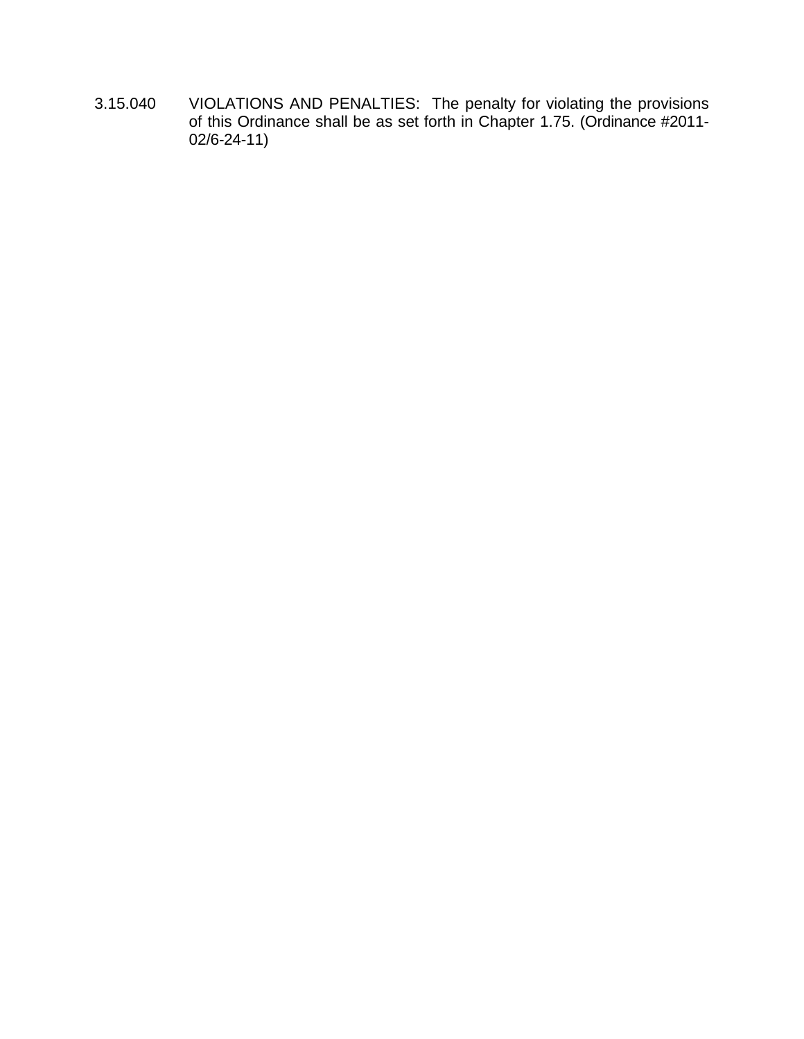3.15.040 VIOLATIONS AND PENALTIES: The penalty for violating the provisions of this Ordinance shall be as set forth in Chapter 1.75. (Ordinance #2011-02/6-24-11)